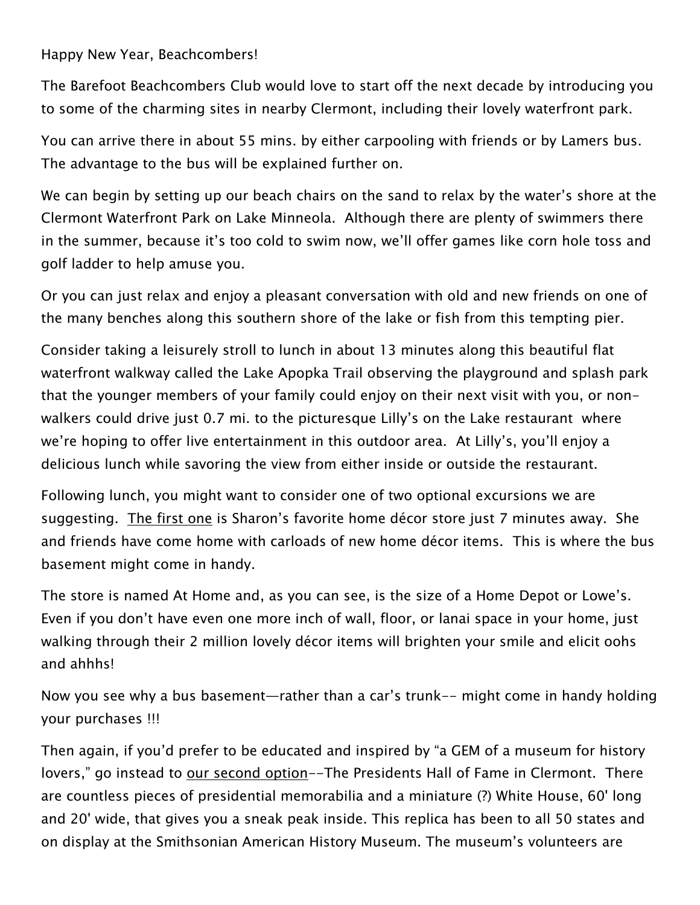Happy New Year, Beachcombers!

The Barefoot Beachcombers Club would love to start off the next decade by introducing you to some of the charming sites in nearby Clermont, including their lovely waterfront park.

You can arrive there in about 55 mins. by either carpooling with friends or by Lamers bus. The advantage to the bus will be explained further on.

We can begin by setting up our beach chairs on the sand to relax by the water's shore at the Clermont Waterfront Park on Lake Minneola. Although there are plenty of swimmers there in the summer, because it's too cold to swim now, we'll offer games like corn hole toss and golf ladder to help amuse you.

Or you can just relax and enjoy a pleasant conversation with old and new friends on one of the many benches along this southern shore of the lake or fish from this tempting pier.

Consider taking a leisurely stroll to lunch in about 13 minutes along this beautiful flat waterfront walkway called the Lake Apopka Trail observing the playground and splash park that the younger members of your family could enjoy on their next visit with you, or non-walkers could drive just 0.7 mi. to the picturesque Lilly's on the Lake restaurant where we're hoping to offer live entertainment in this outdoor area. At Lilly's, you'll enjoy a delicious lunch while savoring the view from either inside or outside the restaurant.

Following lunch, you might want to consider one of two optional excursions we are suggesting. The first one is Sharon's favorite home décor store just 7 minutes away. She and friends have come home with carloads of new home décor items. This is where the bus basement might come in handy.

The store is named At Home and, as you can see, is the size of a Home Depot or Lowe's. Even if you don't have even one more inch of wall, floor, or lanai space in your home, just walking through their 2 million lovely décor items will brighten your smile and elicit oohs and ahhhs!

Now you see why a bus basement—rather than a car's trunk-- might come in handy holding your purchases !!!

Then again, if you'd prefer to be educated and inspired by "a GEM of a museum for history lovers," go instead to our second option--The Presidents Hall of Fame in Clermont. There are countless pieces of presidential memorabilia and a miniature (?) White House, 60' long and 20' wide, that gives you a sneak peak inside. This replica has been to all 50 states and on display at the Smithsonian American History Museum. The museum's volunteers are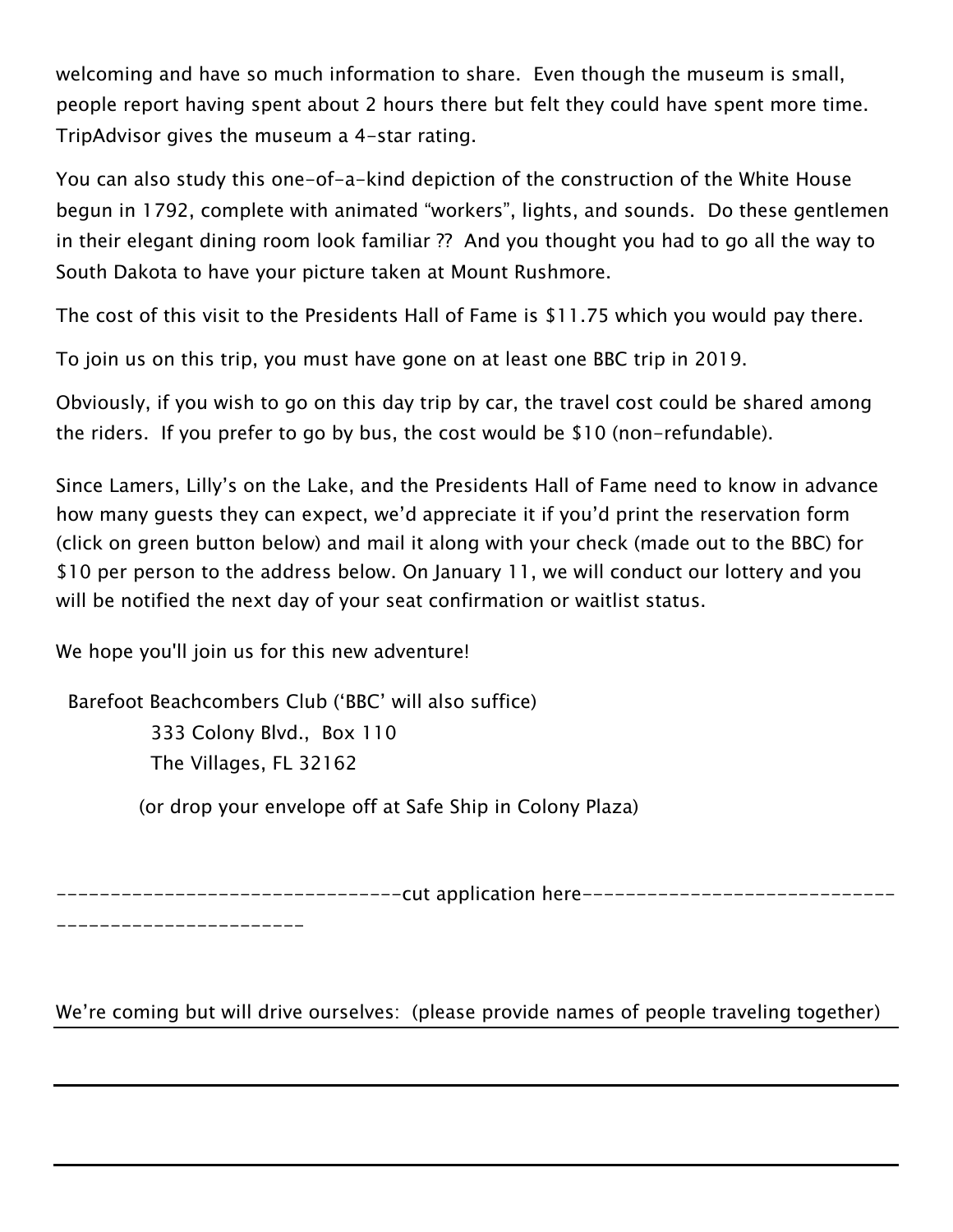welcoming and have so much information to share. Even though the museum is small, people report having spent about 2 hours there but felt they could have spent more time. TripAdvisor gives the museum a 4-star rating.

You can also study this one-of-a-kind depiction of the construction of the White House begun in 1792, complete with animated "workers", lights, and sounds. Do these gentlemen in their elegant dining room look familiar ?? And you thought you had to go all the way to South Dakota to have your picture taken at Mount Rushmore.

The cost of this visit to the Presidents Hall of Fame is $11.75 which you would pay there.

To join us on this trip, you must have gone on at least one BBC trip in 2019.

Obviously, if you wish to go on this day trip by car, the travel cost could be shared among the riders. If you prefer to go by bus, the cost would be $10 (non-refundable).

Since Lamers, Lilly's on the Lake, and the Presidents Hall of Fame need to know in advance how many guests they can expect, we'd appreciate it if you'd print the reservation form (click on green button below) and mail it along with your check (made out to the BBC) for $10 per person to the address below. On January 11, we will conduct our lottery and you will be notified the next day of your seat confirmation or waitlist status.

We hope you'll join us for this new adventure!

Barefoot Beachcombers Club ('BBC' will also suffice)
333 Colony Blvd., Box 110
The Villages, FL 32162

(or drop your envelope off at Safe Ship in Colony Plaza)

--------------------------------cut application here-----------------------------------------------------

We're coming but will drive ourselves: (please provide names of people traveling together)

\_\_\_\_\_\_\_\_\_\_\_\_\_\_\_\_\_\_\_\_\_\_\_\_\_\_\_\_\_\_\_\_\_\_\_\_\_\_\_\_\_\_\_\_\_\_\_\_\_\_\_\_\_\_\_\_\_\_\_\_\_\_\_\_\_\_\_\_\_\_\_\_

\_\_\_\_\_\_\_\_\_\_\_\_\_\_\_\_\_\_\_\_\_\_\_\_\_\_\_\_\_\_\_\_\_\_\_\_\_\_\_\_\_\_\_\_\_\_\_\_\_\_\_\_\_\_\_\_\_\_\_\_\_\_\_\_\_\_\_\_\_\_\_\_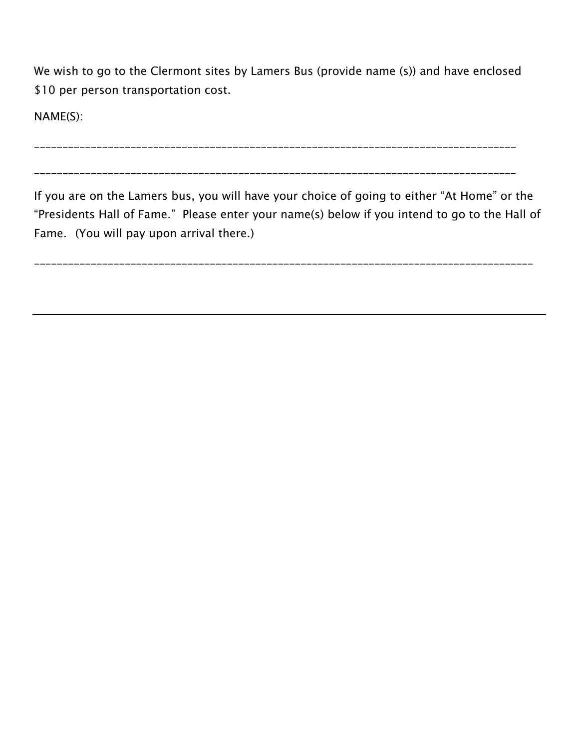We wish to go to the Clermont sites by Lamers Bus (provide name (s)) and have enclosed $10 per person transportation cost.

NAME(S):

_____________________________________________________________________________________

_____________________________________________________________________________________

If you are on the Lamers bus, you will have your choice of going to either "At Home" or the "Presidents Hall of Fame." Please enter your name(s) below if you intend to go to the Hall of Fame. (You will pay upon arrival there.)

_____________________________________________________________________________________

---